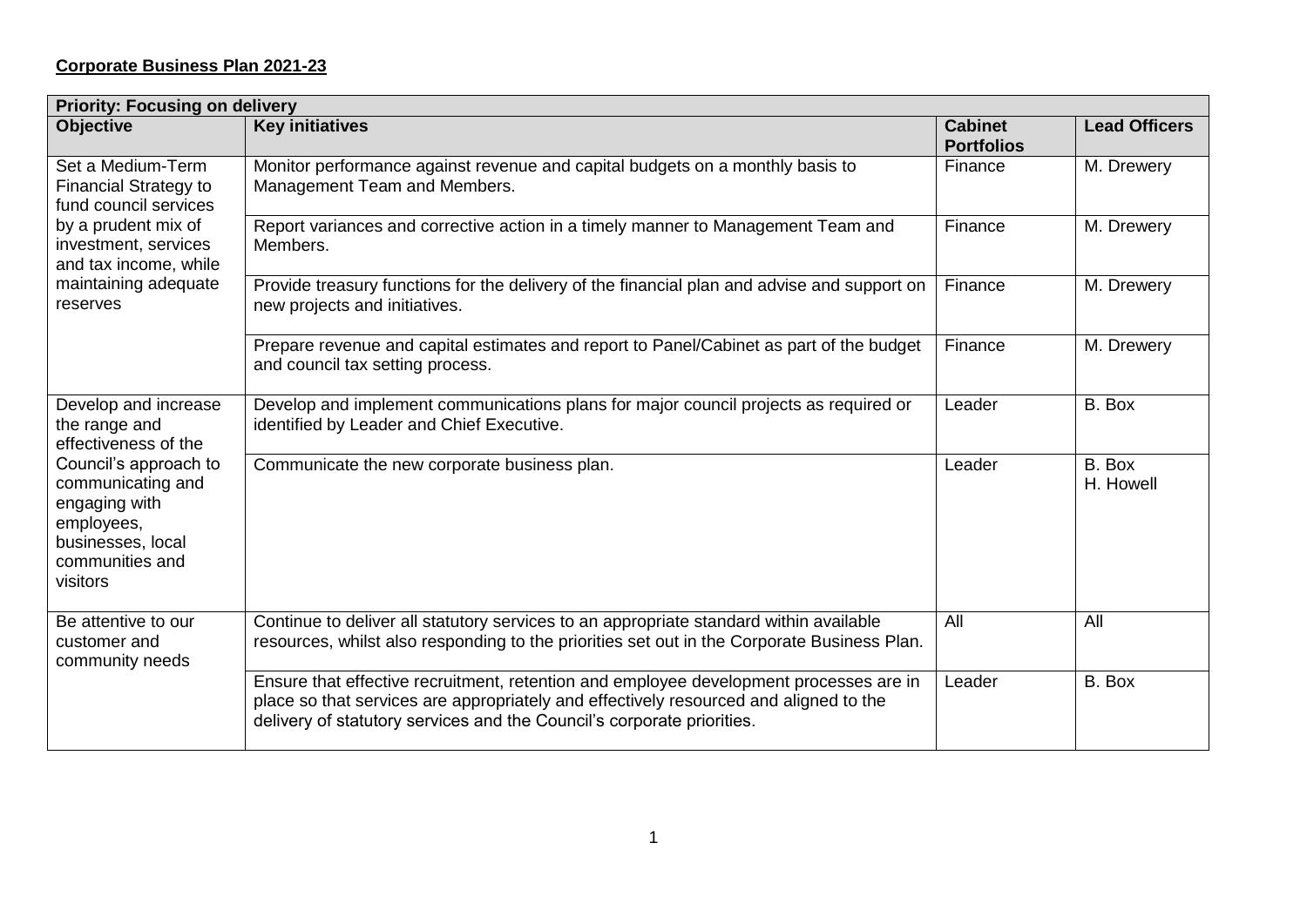**Corporate Business Plan 2021-23**

| **Priority: Focusing on delivery** | | | |
|---|---|---|---|
| **Objective** | **Key initiatives** | **Cabinet Portfolios** | **Lead Officers** |
| Set a Medium-Term Financial Strategy to fund council services by a prudent mix of investment, services and tax income, while maintaining adequate reserves | Monitor performance against revenue and capital budgets on a monthly basis to Management Team and Members. | Finance | M. Drewery |
| | Report variances and corrective action in a timely manner to Management Team and Members. | Finance | M. Drewery |
| | Provide treasury functions for the delivery of the financial plan and advise and support on new projects and initiatives. | Finance | M. Drewery |
| | Prepare revenue and capital estimates and report to Panel/Cabinet as part of the budget and council tax setting process. | Finance | M. Drewery |
| Develop and increase the range and effectiveness of the Council's approach to communicating and engaging with employees, businesses, local communities and visitors | Develop and implement communications plans for major council projects as required or identified by Leader and Chief Executive. | Leader | B. Box |
| | Communicate the new corporate business plan. | Leader | B. Box<br>H. Howell |
| Be attentive to our customer and community needs | Continue to deliver all statutory services to an appropriate standard within available resources, whilst also responding to the priorities set out in the Corporate Business Plan. | All | All |
| | Ensure that effective recruitment, retention and employee development processes are in place so that services are appropriately and effectively resourced and aligned to the delivery of statutory services and the Council's corporate priorities. | Leader | B. Box |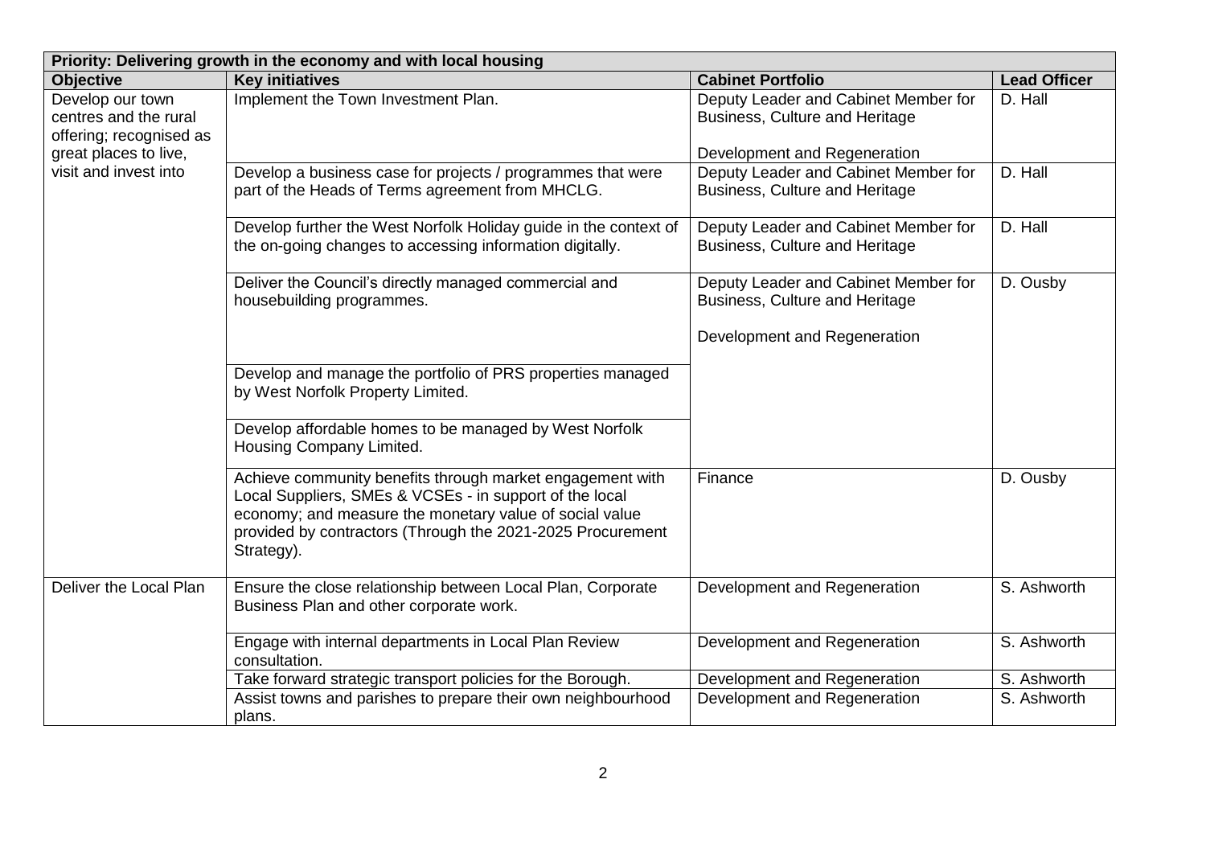| Priority: Delivering growth in the economy and with local housing | | | |
|---|---|---|---|
| **Objective** | **Key initiatives** | **Cabinet Portfolio** | **Lead Officer** |
| Develop our town centres and the rural offering; recognised as great places to live, visit and invest into | Implement the Town Investment Plan. | Deputy Leader and Cabinet Member for Business, Culture and Heritage<br><br>Development and Regeneration | D. Hall |
| | Develop a business case for projects / programmes that were part of the Heads of Terms agreement from MHCLG. | Deputy Leader and Cabinet Member for Business, Culture and Heritage | D. Hall |
| | Develop further the West Norfolk Holiday guide in the context of the on-going changes to accessing information digitally. | Deputy Leader and Cabinet Member for Business, Culture and Heritage | D. Hall |
| | Deliver the Council's directly managed commercial and housebuilding programmes. | Deputy Leader and Cabinet Member for Business, Culture and Heritage<br><br>Development and Regeneration | D. Ousby |
| | Develop and manage the portfolio of PRS properties managed by West Norfolk Property Limited. | | |
| | Develop affordable homes to be managed by West Norfolk Housing Company Limited. | | |
| | Achieve community benefits through market engagement with Local Suppliers, SMEs & VCSEs - in support of the local economy; and measure the monetary value of social value provided by contractors (Through the 2021-2025 Procurement Strategy). | Finance | D. Ousby |
| Deliver the Local Plan | Ensure the close relationship between Local Plan, Corporate Business Plan and other corporate work. | Development and Regeneration | S. Ashworth |
| | Engage with internal departments in Local Plan Review consultation. | Development and Regeneration | S. Ashworth |
| | Take forward strategic transport policies for the Borough. | Development and Regeneration | S. Ashworth |
| | Assist towns and parishes to prepare their own neighbourhood plans. | Development and Regeneration | S. Ashworth |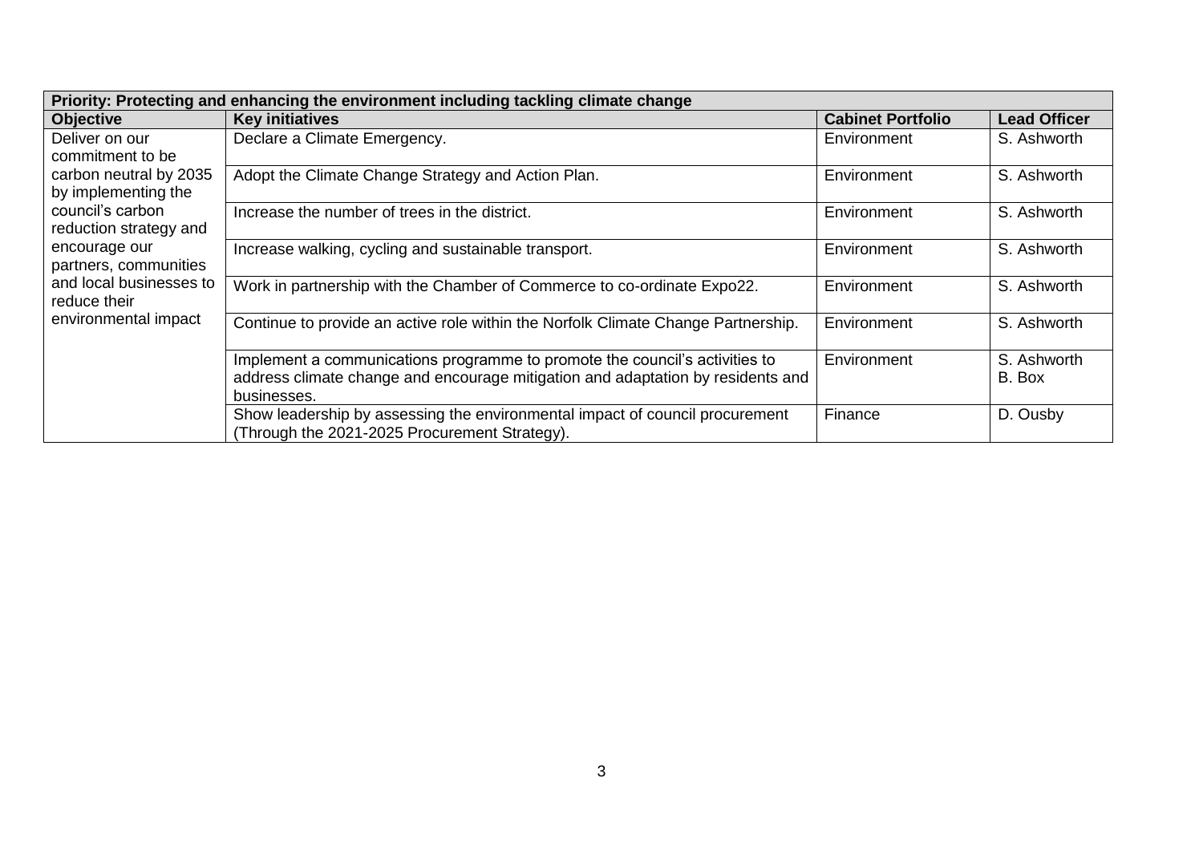| Priority: Protecting and enhancing the environment including tackling climate change | | | |
|---|---|---|---|
| **Objective** | **Key initiatives** | **Cabinet Portfolio** | **Lead Officer** |
| Deliver on our commitment to be carbon neutral by 2035 by implementing the council's carbon reduction strategy and encourage our partners, communities and local businesses to reduce their environmental impact | Declare a Climate Emergency. | Environment | S. Ashworth |
| | Adopt the Climate Change Strategy and Action Plan. | Environment | S. Ashworth |
| | Increase the number of trees in the district. | Environment | S. Ashworth |
| | Increase walking, cycling and sustainable transport. | Environment | S. Ashworth |
| | Work in partnership with the Chamber of Commerce to co-ordinate Expo22. | Environment | S. Ashworth |
| | Continue to provide an active role within the Norfolk Climate Change Partnership. | Environment | S. Ashworth |
| | Implement a communications programme to promote the council's activities to address climate change and encourage mitigation and adaptation by residents and businesses. | Environment | S. Ashworth B. Box |
| | Show leadership by assessing the environmental impact of council procurement (Through the 2021-2025 Procurement Strategy). | Finance | D. Ousby |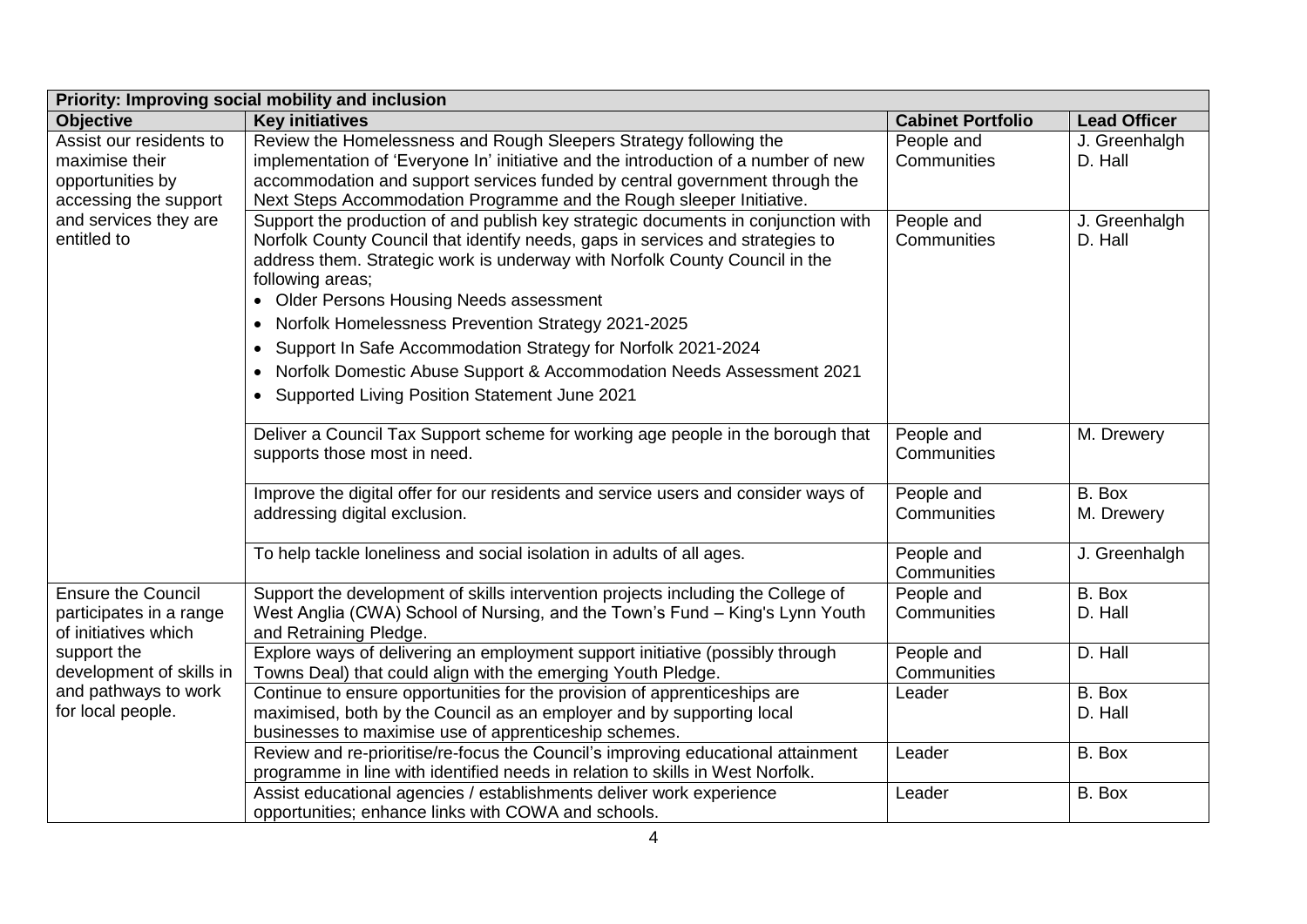| Priority: Improving social mobility and inclusion | | | |
|---|---|---|---|
| **Objective** | **Key initiatives** | **Cabinet Portfolio** | **Lead Officer** |
| Assist our residents to maximise their opportunities by accessing the support and services they are entitled to | Review the Homelessness and Rough Sleepers Strategy following the implementation of 'Everyone In' initiative and the introduction of a number of new accommodation and support services funded by central government through the Next Steps Accommodation Programme and the Rough sleeper Initiative. | People and Communities | J. Greenhalgh<br>D. Hall |
| | Support the production of and publish key strategic documents in conjunction with Norfolk County Council that identify needs, gaps in services and strategies to address them. Strategic work is underway with Norfolk County Council in the following areas;<br>• Older Persons Housing Needs assessment<br>• Norfolk Homelessness Prevention Strategy 2021-2025<br>• Support In Safe Accommodation Strategy for Norfolk 2021-2024<br>• Norfolk Domestic Abuse Support & Accommodation Needs Assessment 2021<br>• Supported Living Position Statement June 2021 | People and Communities | J. Greenhalgh<br>D. Hall |
| | Deliver a Council Tax Support scheme for working age people in the borough that supports those most in need. | People and Communities | M. Drewery |
| | Improve the digital offer for our residents and service users and consider ways of addressing digital exclusion. | People and Communities | B. Box<br>M. Drewery |
| | To help tackle loneliness and social isolation in adults of all ages. | People and Communities | J. Greenhalgh |
| Ensure the Council participates in a range of initiatives which support the development of skills in and pathways to work for local people. | Support the development of skills intervention projects including the College of West Anglia (CWA) School of Nursing, and the Town's Fund – King's Lynn Youth and Retraining Pledge. | People and Communities | B. Box<br>D. Hall |
| | Explore ways of delivering an employment support initiative (possibly through Towns Deal) that could align with the emerging Youth Pledge. | People and Communities | D. Hall |
| | Continue to ensure opportunities for the provision of apprenticeships are maximised, both by the Council as an employer and by supporting local businesses to maximise use of apprenticeship schemes. | Leader | B. Box<br>D. Hall |
| | Review and re-prioritise/re-focus the Council's improving educational attainment programme in line with identified needs in relation to skills in West Norfolk. | Leader | B. Box |
| | Assist educational agencies / establishments deliver work experience opportunities; enhance links with COWA and schools. | Leader | B. Box |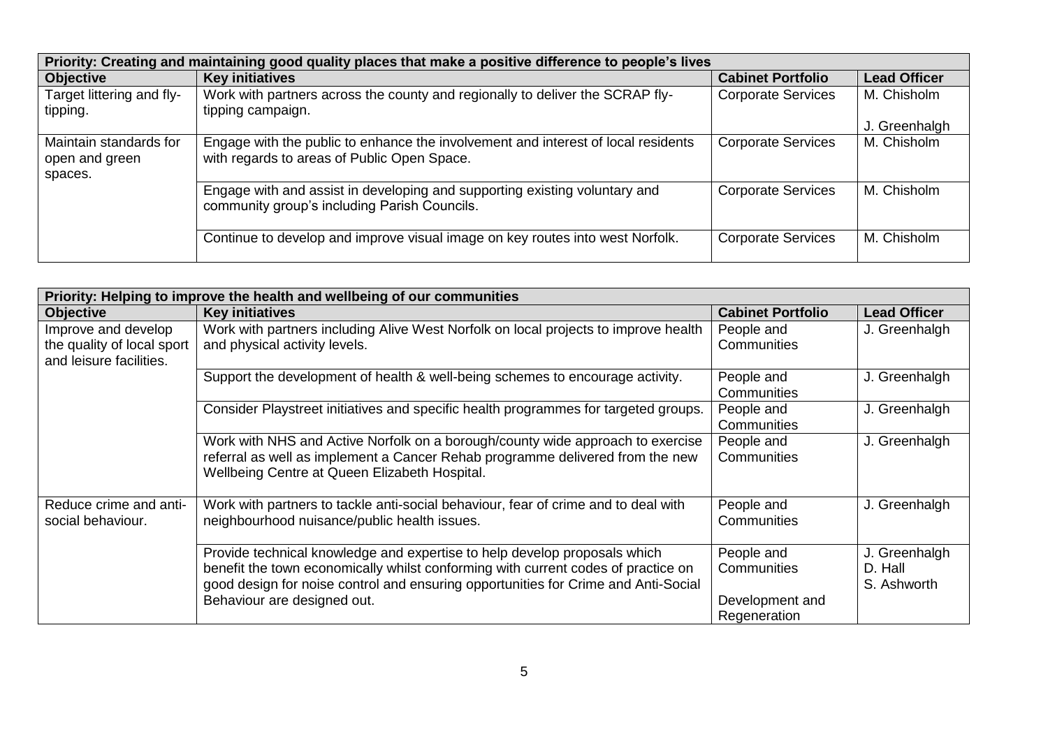| Priority: Creating and maintaining good quality places that make a positive difference to people's lives | | | |
|---|---|---|---|
| **Objective** | **Key initiatives** | **Cabinet Portfolio** | **Lead Officer** |
| Target littering and fly-tipping. | Work with partners across the county and regionally to deliver the SCRAP fly-tipping campaign. | Corporate Services | M. Chisholm<br><br>J. Greenhalgh |
| Maintain standards for open and green spaces. | Engage with the public to enhance the involvement and interest of local residents with regards to areas of Public Open Space. | Corporate Services | M. Chisholm |
| | Engage with and assist in developing and supporting existing voluntary and community group's including Parish Councils. | Corporate Services | M. Chisholm |
| | Continue to develop and improve visual image on key routes into west Norfolk. | Corporate Services | M. Chisholm |

| Priority: Helping to improve the health and wellbeing of our communities | | | |
|---|---|---|---|
| **Objective** | **Key initiatives** | **Cabinet Portfolio** | **Lead Officer** |
| Improve and develop the quality of local sport and leisure facilities. | Work with partners including Alive West Norfolk on local projects to improve health and physical activity levels. | People and Communities | J. Greenhalgh |
| | Support the development of health & well-being schemes to encourage activity. | People and Communities | J. Greenhalgh |
| | Consider Playstreet initiatives and specific health programmes for targeted groups. | People and Communities | J. Greenhalgh |
| | Work with NHS and Active Norfolk on a borough/county wide approach to exercise referral as well as implement a Cancer Rehab programme delivered from the new Wellbeing Centre at Queen Elizabeth Hospital. | People and Communities | J. Greenhalgh |
| Reduce crime and anti-social behaviour. | Work with partners to tackle anti-social behaviour, fear of crime and to deal with neighbourhood nuisance/public health issues. | People and Communities | J. Greenhalgh |
| | Provide technical knowledge and expertise to help develop proposals which benefit the town economically whilst conforming with current codes of practice on good design for noise control and ensuring opportunities for Crime and Anti-Social Behaviour are designed out. | People and Communities<br><br>Development and Regeneration | J. Greenhalgh<br>D. Hall<br>S. Ashworth |